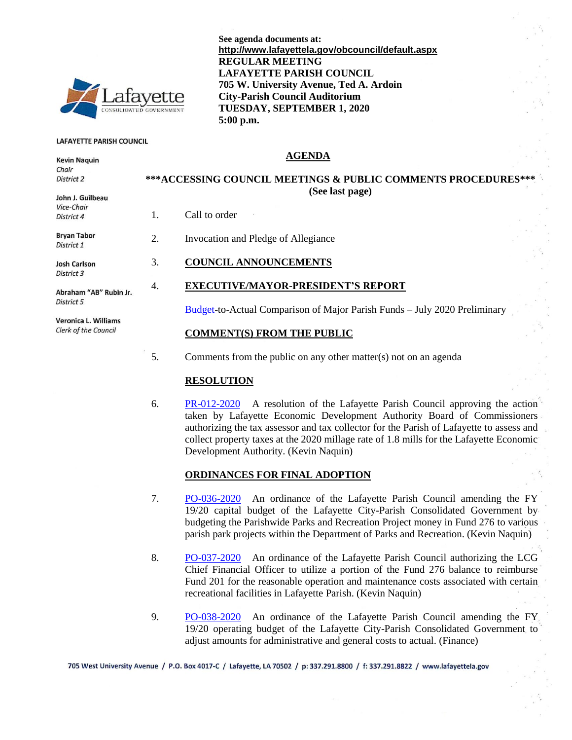See agenda documents at:
**http://www.lafayettela.gov/obcouncil/default.aspx**

**REGULAR MEETING**
**LAFAYETTE PARISH COUNCIL**
**705 W. University Avenue, Ted A. Ardoin**
**City-Parish Council Auditorium**
**TUESDAY, SEPTEMBER 1, 2020**
**5:00 p.m.**

**LAFAYETTE PARISH COUNCIL**

**Kevin Naquin**
*Chair*
*District 2*

**John J. Guilbeau**
*Vice-Chair*
*District 4*

**Bryan Tabor**
*District 1*

**Josh Carlson**
*District 3*

**Abraham "AB" Rubin Jr.**
*District 5*

**Veronica L. Williams**
*Clerk of the Council*

## AGENDA

**\*\*\*ACCESSING COUNCIL MEETINGS & PUBLIC COMMENTS PROCEDURES\*\*\***
**(See last page)**

1. Call to order

2. Invocation and Pledge of Allegiance

3. **COUNCIL ANNOUNCEMENTS**

4. **EXECUTIVE/MAYOR-PRESIDENT'S REPORT**

   Budget-to-Actual Comparison of Major Parish Funds – July 2020 Preliminary

   **COMMENT(S) FROM THE PUBLIC**

5. Comments from the public on any other matter(s) not on an agenda

   **RESOLUTION**

6. PR-012-2020 A resolution of the Lafayette Parish Council approving the action taken by Lafayette Economic Development Authority Board of Commissioners authorizing the tax assessor and tax collector for the Parish of Lafayette to assess and collect property taxes at the 2020 millage rate of 1.8 mills for the Lafayette Economic Development Authority. (Kevin Naquin)

   **ORDINANCES FOR FINAL ADOPTION**

7. PO-036-2020 An ordinance of the Lafayette Parish Council amending the FY 19/20 capital budget of the Lafayette City-Parish Consolidated Government by budgeting the Parishwide Parks and Recreation Project money in Fund 276 to various parish park projects within the Department of Parks and Recreation. (Kevin Naquin)

8. PO-037-2020 An ordinance of the Lafayette Parish Council authorizing the LCG Chief Financial Officer to utilize a portion of the Fund 276 balance to reimburse Fund 201 for the reasonable operation and maintenance costs associated with certain recreational facilities in Lafayette Parish. (Kevin Naquin)

9. PO-038-2020 An ordinance of the Lafayette Parish Council amending the FY 19/20 operating budget of the Lafayette City-Parish Consolidated Government to adjust amounts for administrative and general costs to actual. (Finance)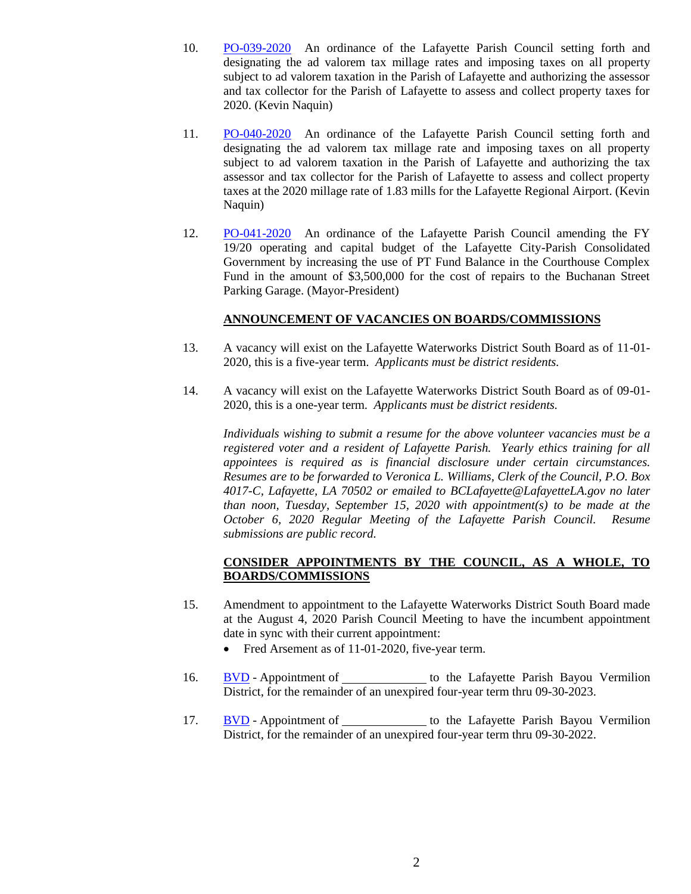10. [PO-039-2020] An ordinance of the Lafayette Parish Council setting forth and designating the ad valorem tax millage rates and imposing taxes on all property subject to ad valorem taxation in the Parish of Lafayette and authorizing the assessor and tax collector for the Parish of Lafayette to assess and collect property taxes for 2020. (Kevin Naquin)

11. [PO-040-2020] An ordinance of the Lafayette Parish Council setting forth and designating the ad valorem tax millage rate and imposing taxes on all property subject to ad valorem taxation in the Parish of Lafayette and authorizing the tax assessor and tax collector for the Parish of Lafayette to assess and collect property taxes at the 2020 millage rate of 1.83 mills for the Lafayette Regional Airport. (Kevin Naquin)

12. [PO-041-2020] An ordinance of the Lafayette Parish Council amending the FY 19/20 operating and capital budget of the Lafayette City-Parish Consolidated Government by increasing the use of PT Fund Balance in the Courthouse Complex Fund in the amount of $3,500,000 for the cost of repairs to the Buchanan Street Parking Garage. (Mayor-President)

**ANNOUNCEMENT OF VACANCIES ON BOARDS/COMMISSIONS**

13. A vacancy will exist on the Lafayette Waterworks District South Board as of 11-01-2020, this is a five-year term. *Applicants must be district residents.*

14. A vacancy will exist on the Lafayette Waterworks District South Board as of 09-01-2020, this is a one-year term. *Applicants must be district residents.*

*Individuals wishing to submit a resume for the above volunteer vacancies must be a registered voter and a resident of Lafayette Parish. Yearly ethics training for all appointees is required as is financial disclosure under certain circumstances. Resumes are to be forwarded to Veronica L. Williams, Clerk of the Council, P.O. Box 4017-C, Lafayette, LA 70502 or emailed to BCLafayette@LafayetteLA.gov no later than noon, Tuesday, September 15, 2020 with appointment(s) to be made at the October 6, 2020 Regular Meeting of the Lafayette Parish Council. Resume submissions are public record.*

**CONSIDER APPOINTMENTS BY THE COUNCIL, AS A WHOLE, TO BOARDS/COMMISSIONS**

15. Amendment to appointment to the Lafayette Waterworks District South Board made at the August 4, 2020 Parish Council Meeting to have the incumbent appointment date in sync with their current appointment:
    - Fred Arsement as of 11-01-2020, five-year term.

16. [BVD] - Appointment of \_\_\_\_\_\_\_\_\_\_\_\_\_ to the Lafayette Parish Bayou Vermilion District, for the remainder of an unexpired four-year term thru 09-30-2023.

17. [BVD] - Appointment of \_\_\_\_\_\_\_\_\_\_\_\_\_ to the Lafayette Parish Bayou Vermilion District, for the remainder of an unexpired four-year term thru 09-30-2022.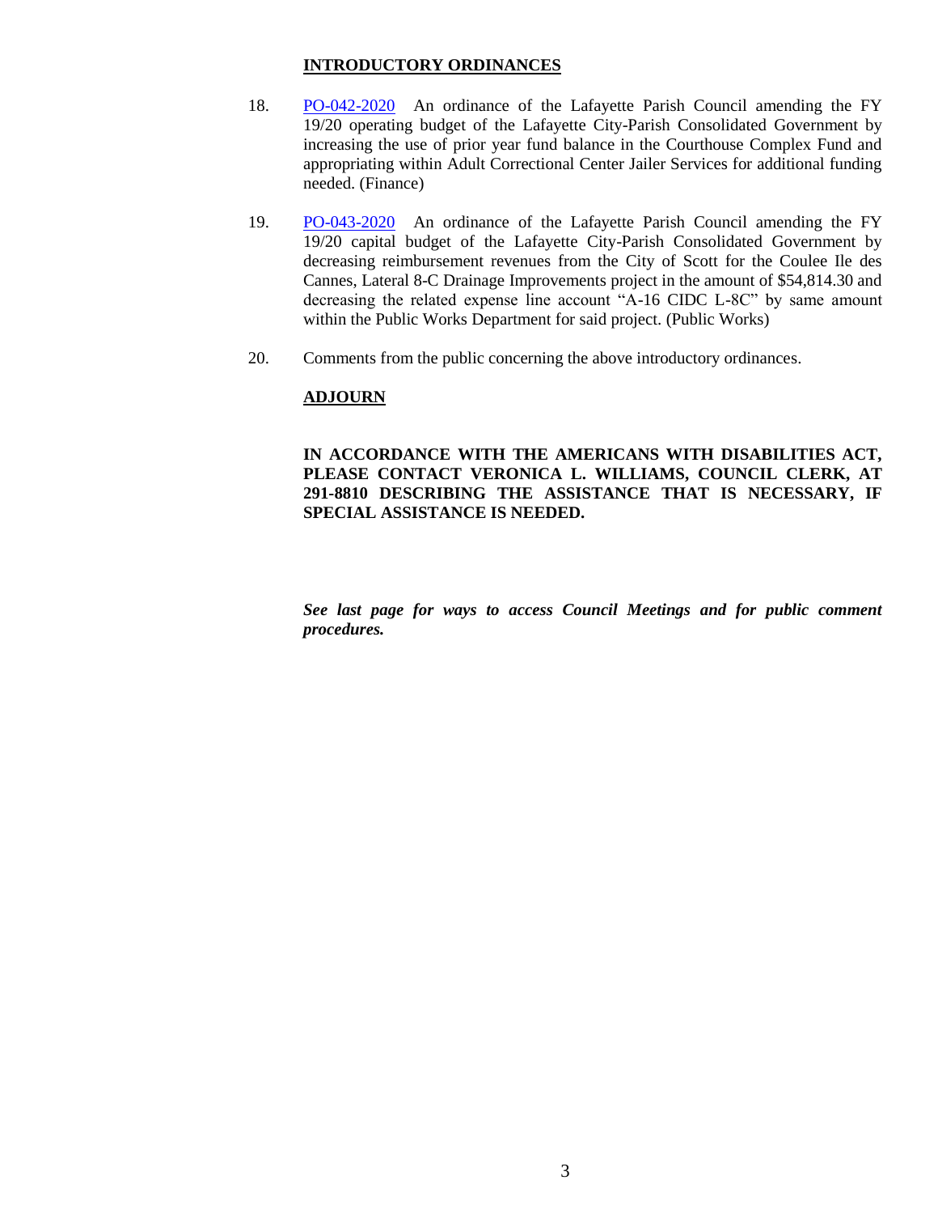**INTRODUCTORY ORDINANCES**

18. PO-042-2020 An ordinance of the Lafayette Parish Council amending the FY 19/20 operating budget of the Lafayette City-Parish Consolidated Government by increasing the use of prior year fund balance in the Courthouse Complex Fund and appropriating within Adult Correctional Center Jailer Services for additional funding needed. (Finance)

19. PO-043-2020 An ordinance of the Lafayette Parish Council amending the FY 19/20 capital budget of the Lafayette City-Parish Consolidated Government by decreasing reimbursement revenues from the City of Scott for the Coulee Ile des Cannes, Lateral 8-C Drainage Improvements project in the amount of $54,814.30 and decreasing the related expense line account "A-16 CIDC L-8C" by same amount within the Public Works Department for said project. (Public Works)

20. Comments from the public concerning the above introductory ordinances.

**ADJOURN**

**IN ACCORDANCE WITH THE AMERICANS WITH DISABILITIES ACT, PLEASE CONTACT VERONICA L. WILLIAMS, COUNCIL CLERK, AT 291-8810 DESCRIBING THE ASSISTANCE THAT IS NECESSARY, IF SPECIAL ASSISTANCE IS NEEDED.**

***See last page for ways to access Council Meetings and for public comment procedures.***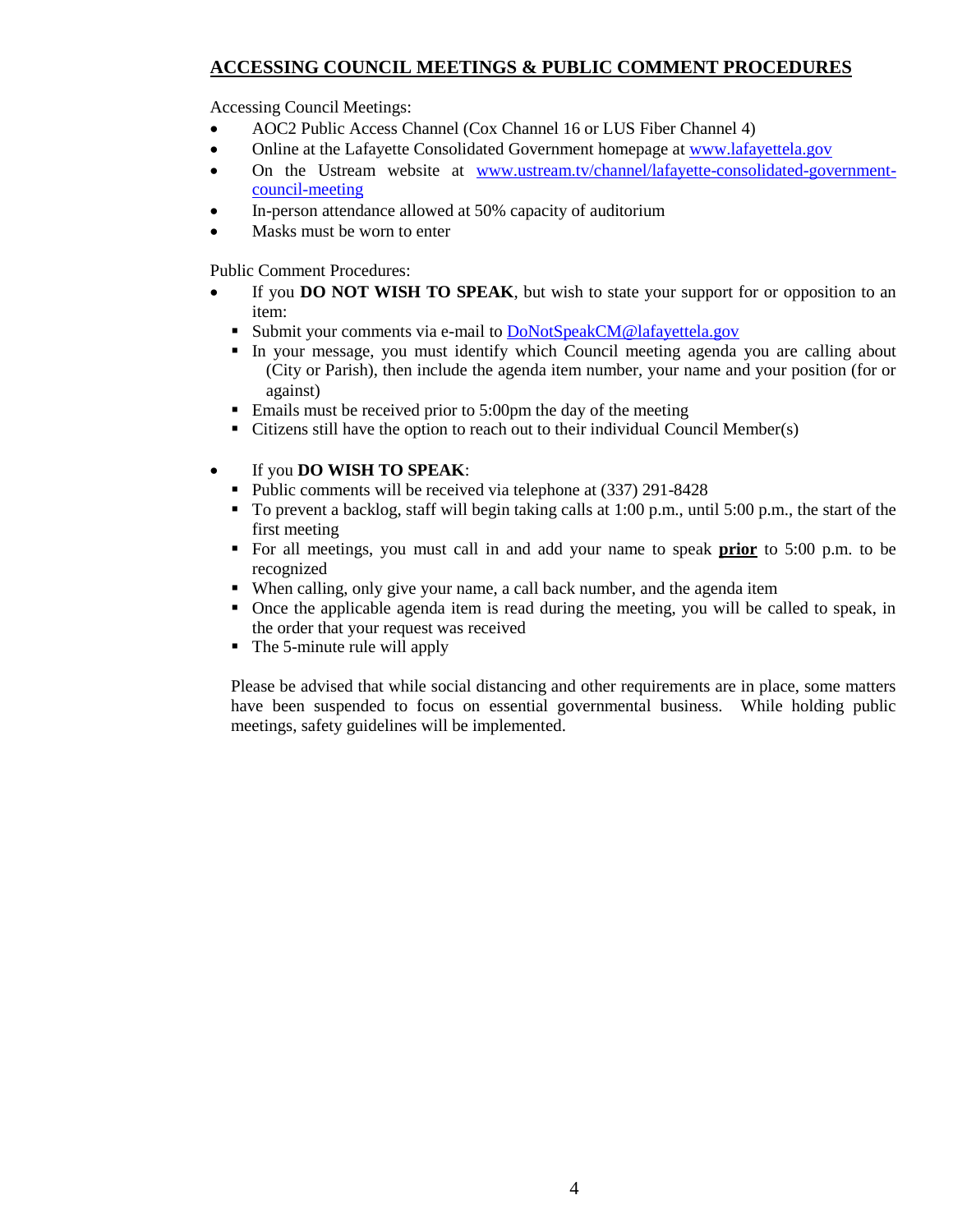## ACCESSING COUNCIL MEETINGS & PUBLIC COMMENT PROCEDURES

Accessing Council Meetings:

- AOC2 Public Access Channel (Cox Channel 16 or LUS Fiber Channel 4)
- Online at the Lafayette Consolidated Government homepage at www.lafayettela.gov
- On the Ustream website at www.ustream.tv/channel/lafayette-consolidated-government-council-meeting
- In-person attendance allowed at 50% capacity of auditorium
- Masks must be worn to enter

Public Comment Procedures:

- If you **DO NOT WISH TO SPEAK**, but wish to state your support for or opposition to an item:
  - Submit your comments via e-mail to DoNotSpeakCM@lafayettela.gov
  - In your message, you must identify which Council meeting agenda you are calling about (City or Parish), then include the agenda item number, your name and your position (for or against)
  - Emails must be received prior to 5:00pm the day of the meeting
  - Citizens still have the option to reach out to their individual Council Member(s)

- If you **DO WISH TO SPEAK**:
  - Public comments will be received via telephone at (337) 291-8428
  - To prevent a backlog, staff will begin taking calls at 1:00 p.m., until 5:00 p.m., the start of the first meeting
  - For all meetings, you must call in and add your name to speak **prior** to 5:00 p.m. to be recognized
  - When calling, only give your name, a call back number, and the agenda item
  - Once the applicable agenda item is read during the meeting, you will be called to speak, in the order that your request was received
  - The 5-minute rule will apply

Please be advised that while social distancing and other requirements are in place, some matters have been suspended to focus on essential governmental business. While holding public meetings, safety guidelines will be implemented.